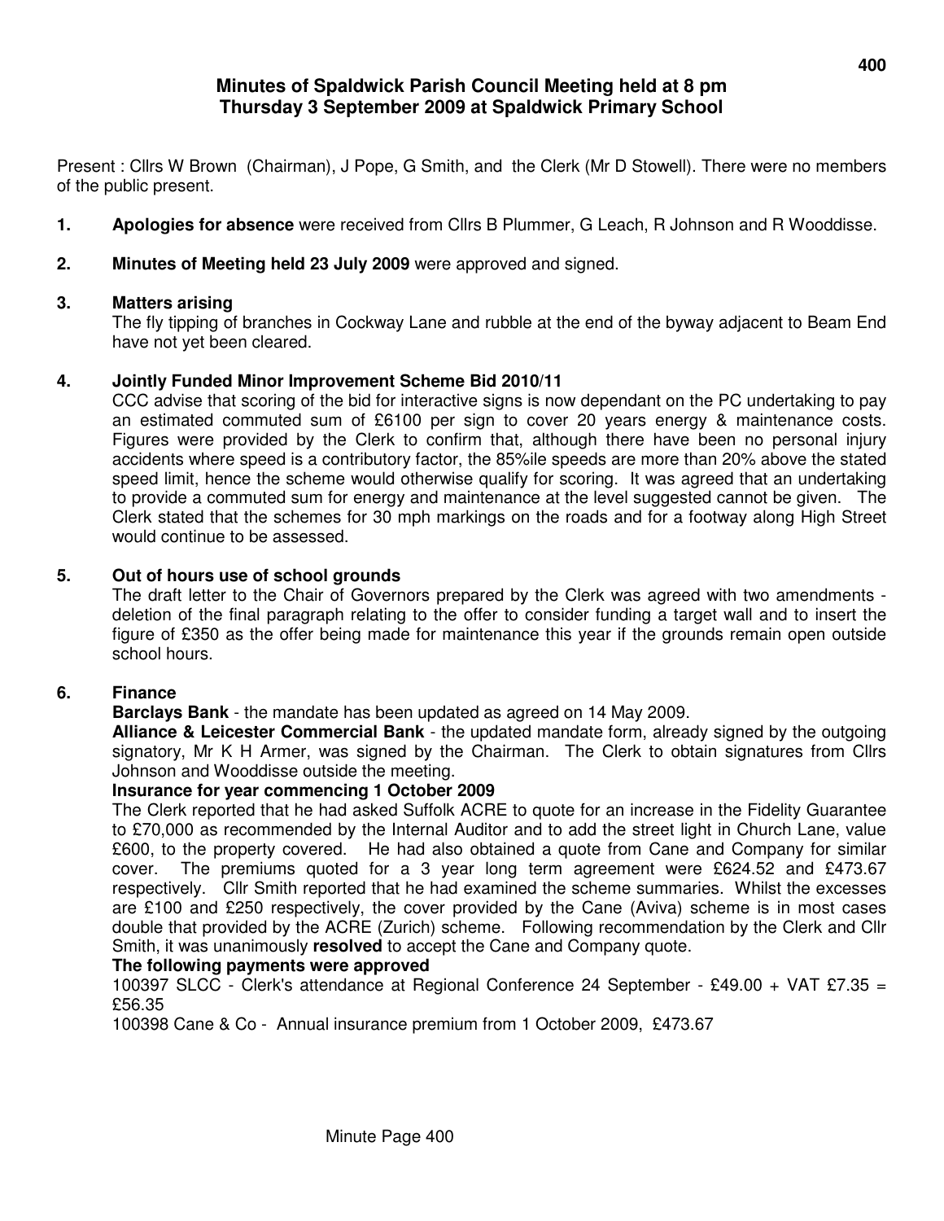# Minutes of Spaldwick Parish Council Meeting held at 8 pm Thursday 3 September 2009 at Spaldwick Primary School

Present : Cllrs W Brown (Chairman), J Pope, G Smith, and the Clerk (Mr D Stowell). There were no members of the public present.

**1. Apologies for absence** were received from Cllrs B Plummer, G Leach, R Johnson and R Wooddisse.

**2. Minutes of Meeting held 23 July 2009** were approved and signed.

**3. Matters arising**

The fly tipping of branches in Cockway Lane and rubble at the end of the byway adjacent to Beam End have not yet been cleared.

**4. Jointly Funded Minor Improvement Scheme Bid 2010/11**

CCC advise that scoring of the bid for interactive signs is now dependant on the PC undertaking to pay an estimated commuted sum of £6100 per sign to cover 20 years energy & maintenance costs. Figures were provided by the Clerk to confirm that, although there have been no personal injury accidents where speed is a contributory factor, the 85%ile speeds are more than 20% above the stated speed limit, hence the scheme would otherwise qualify for scoring. It was agreed that an undertaking to provide a commuted sum for energy and maintenance at the level suggested cannot be given. The Clerk stated that the schemes for 30 mph markings on the roads and for a footway along High Street would continue to be assessed.

**5. Out of hours use of school grounds**

The draft letter to the Chair of Governors prepared by the Clerk was agreed with two amendments - deletion of the final paragraph relating to the offer to consider funding a target wall and to insert the figure of £350 as the offer being made for maintenance this year if the grounds remain open outside school hours.

**6. Finance**

**Barclays Bank** - the mandate has been updated as agreed on 14 May 2009.

**Alliance & Leicester Commercial Bank** - the updated mandate form, already signed by the outgoing signatory, Mr K H Armer, was signed by the Chairman. The Clerk to obtain signatures from Cllrs Johnson and Wooddisse outside the meeting.

**Insurance for year commencing 1 October 2009**

The Clerk reported that he had asked Suffolk ACRE to quote for an increase in the Fidelity Guarantee to £70,000 as recommended by the Internal Auditor and to add the street light in Church Lane, value £600, to the property covered. He had also obtained a quote from Cane and Company for similar cover. The premiums quoted for a 3 year long term agreement were £624.52 and £473.67 respectively. Cllr Smith reported that he had examined the scheme summaries. Whilst the excesses are £100 and £250 respectively, the cover provided by the Cane (Aviva) scheme is in most cases double that provided by the ACRE (Zurich) scheme. Following recommendation by the Clerk and Cllr Smith, it was unanimously **resolved** to accept the Cane and Company quote.

**The following payments were approved**

100397 SLCC - Clerk's attendance at Regional Conference 24 September - £49.00 + VAT £7.35 = £56.35

100398 Cane & Co - Annual insurance premium from 1 October 2009, £473.67

Minute Page 400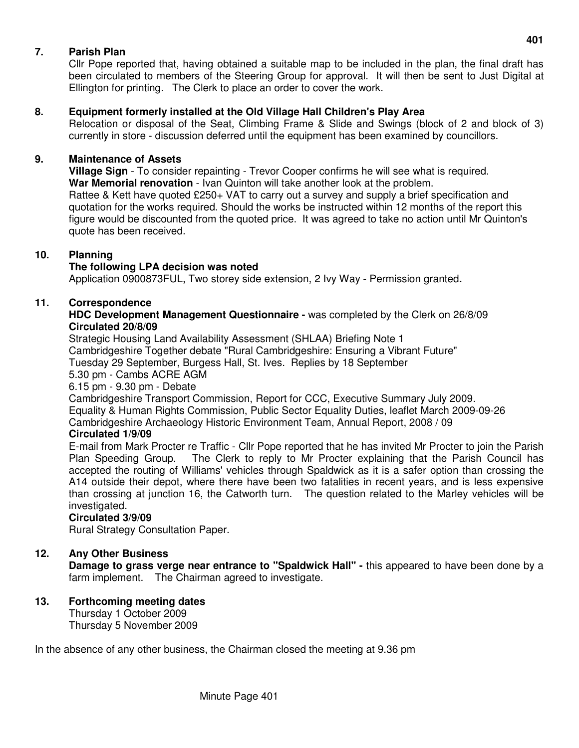## 7. Parish Plan

Cllr Pope reported that, having obtained a suitable map to be included in the plan, the final draft has been circulated to members of the Steering Group for approval. It will then be sent to Just Digital at Ellington for printing. The Clerk to place an order to cover the work.

## 8. Equipment formerly installed at the Old Village Hall Children's Play Area

Relocation or disposal of the Seat, Climbing Frame & Slide and Swings (block of 2 and block of 3) currently in store - discussion deferred until the equipment has been examined by councillors.

## 9. Maintenance of Assets

**Village Sign** - To consider repainting - Trevor Cooper confirms he will see what is required.
**War Memorial renovation** - Ivan Quinton will take another look at the problem.
Rattee & Kett have quoted £250+ VAT to carry out a survey and supply a brief specification and quotation for the works required. Should the works be instructed within 12 months of the report this figure would be discounted from the quoted price. It was agreed to take no action until Mr Quinton's quote has been received.

## 10. Planning

**The following LPA decision was noted**
Application 0900873FUL, Two storey side extension, 2 Ivy Way - Permission granted**.**

## 11. Correspondence

**HDC Development Management Questionnaire -** was completed by the Clerk on 26/8/09
**Circulated 20/8/09**
Strategic Housing Land Availability Assessment (SHLAA) Briefing Note 1
Cambridgeshire Together debate "Rural Cambridgeshire: Ensuring a Vibrant Future"
Tuesday 29 September, Burgess Hall, St. Ives. Replies by 18 September
5.30 pm - Cambs ACRE AGM
6.15 pm - 9.30 pm - Debate
Cambridgeshire Transport Commission, Report for CCC, Executive Summary July 2009.
Equality & Human Rights Commission, Public Sector Equality Duties, leaflet March 2009-09-26
Cambridgeshire Archaeology Historic Environment Team, Annual Report, 2008 / 09
**Circulated 1/9/09**
E-mail from Mark Procter re Traffic - Cllr Pope reported that he has invited Mr Procter to join the Parish Plan Speeding Group. The Clerk to reply to Mr Procter explaining that the Parish Council has accepted the routing of Williams' vehicles through Spaldwick as it is a safer option than crossing the A14 outside their depot, where there have been two fatalities in recent years, and is less expensive than crossing at junction 16, the Catworth turn. The question related to the Marley vehicles will be investigated.
**Circulated 3/9/09**
Rural Strategy Consultation Paper.

## 12. Any Other Business

**Damage to grass verge near entrance to "Spaldwick Hall" -** this appeared to have been done by a farm implement. The Chairman agreed to investigate.

## 13. Forthcoming meeting dates

Thursday 1 October 2009
Thursday 5 November 2009

In the absence of any other business, the Chairman closed the meeting at 9.36 pm

Minute Page 401